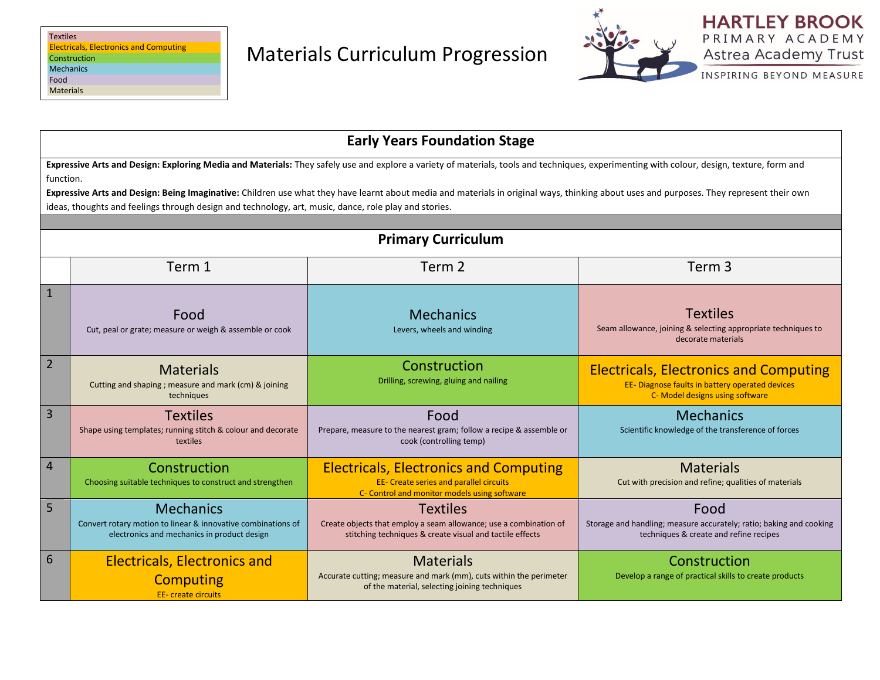| Key |
| --- |
| Textiles |
| Electricals, Electronics and Computing |
| Construction |
| Mechanics |
| Food |
| Materials |

# Materials Curriculum Progression

HARTLEY BROOK
PRIMARY ACADEMY
Astrea Academy Trust
INSPIRING BEYOND MEASURE

## Early Years Foundation Stage

**Expressive Arts and Design: Exploring Media and Materials:** They safely use and explore a variety of materials, tools and techniques, experimenting with colour, design, texture, form and function.

**Expressive Arts and Design: Being Imaginative:** Children use what they have learnt about media and materials in original ways, thinking about uses and purposes. They represent their own ideas, thoughts and feelings through design and technology, art, music, dance, role play and stories.

## Primary Curriculum

| | Term 1 | Term 2 | Term 3 |
| --- | --- | --- | --- |
| 1 | **Food**<br>Cut, peal or grate; measure or weigh & assemble or cook | **Mechanics**<br>Levers, wheels and winding | **Textiles**<br>Seam allowance, joining & selecting appropriate techniques to decorate materials |
| 2 | **Materials**<br>Cutting and shaping ; measure and mark (cm) & joining techniques | **Construction**<br>Drilling, screwing, gluing and nailing | **Electricals, Electronics and Computing**<br>EE- Diagnose faults in battery operated devices<br>C- Model designs using software |
| 3 | **Textiles**<br>Shape using templates; running stitch & colour and decorate textiles | **Food**<br>Prepare, measure to the nearest gram; follow a recipe & assemble or cook (controlling temp) | **Mechanics**<br>Scientific knowledge of the transference of forces |
| 4 | **Construction**<br>Choosing suitable techniques to construct and strengthen | **Electricals, Electronics and Computing**<br>EE- Create series and parallel circuits<br>C- Control and monitor models using software | **Materials**<br>Cut with precision and refine; qualities of materials |
| 5 | **Mechanics**<br>Convert rotary motion to linear & innovative combinations of electronics and mechanics in product design | **Textiles**<br>Create objects that employ a seam allowance; use a combination of stitching techniques & create visual and tactile effects | **Food**<br>Storage and handling; measure accurately; ratio; baking and cooking techniques & create and refine recipes |
| 6 | **Electricals, Electronics and Computing**<br>EE- create circuits | **Materials**<br>Accurate cutting; measure and mark (mm), cuts within the perimeter of the material, selecting joining techniques | **Construction**<br>Develop a range of practical skills to create products |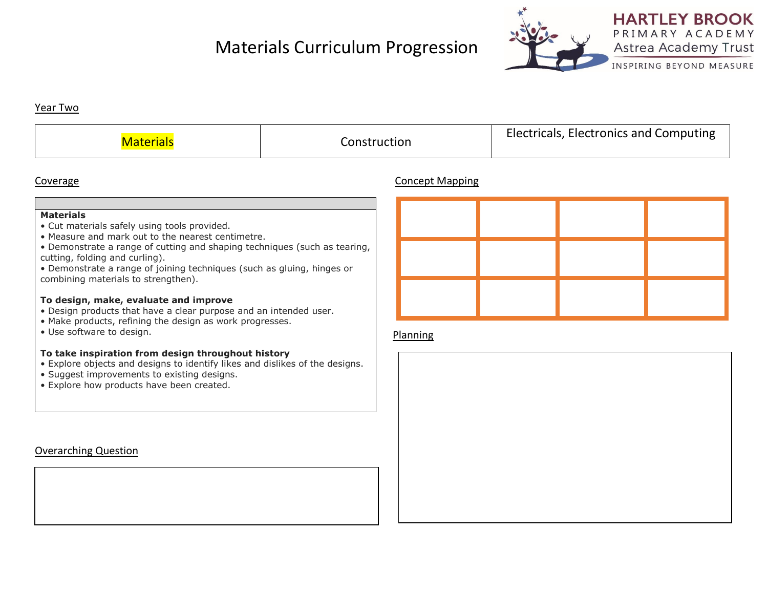# Materials Curriculum Progression

HARTLEY BROOK PRIMARY ACADEMY
Astrea Academy Trust
INSPIRING BEYOND MEASURE

## Year Two

| Materials | Construction | Electricals, Electronics and Computing |
|---|---|---|

## Coverage

**Materials**

- Cut materials safely using tools provided.
- Measure and mark out to the nearest centimetre.
- Demonstrate a range of cutting and shaping techniques (such as tearing, cutting, folding and curling).
- Demonstrate a range of joining techniques (such as gluing, hinges or combining materials to strengthen).

**To design, make, evaluate and improve**

- Design products that have a clear purpose and an intended user.
- Make products, refining the design as work progresses.
- Use software to design.

**To take inspiration from design throughout history**

- Explore objects and designs to identify likes and dislikes of the designs.
- Suggest improvements to existing designs.
- Explore how products have been created.

## Overarching Question

## Concept Mapping

| | | | |
|---|---|---|---|
| | | | |
| | | | |
| | | | |

## Planning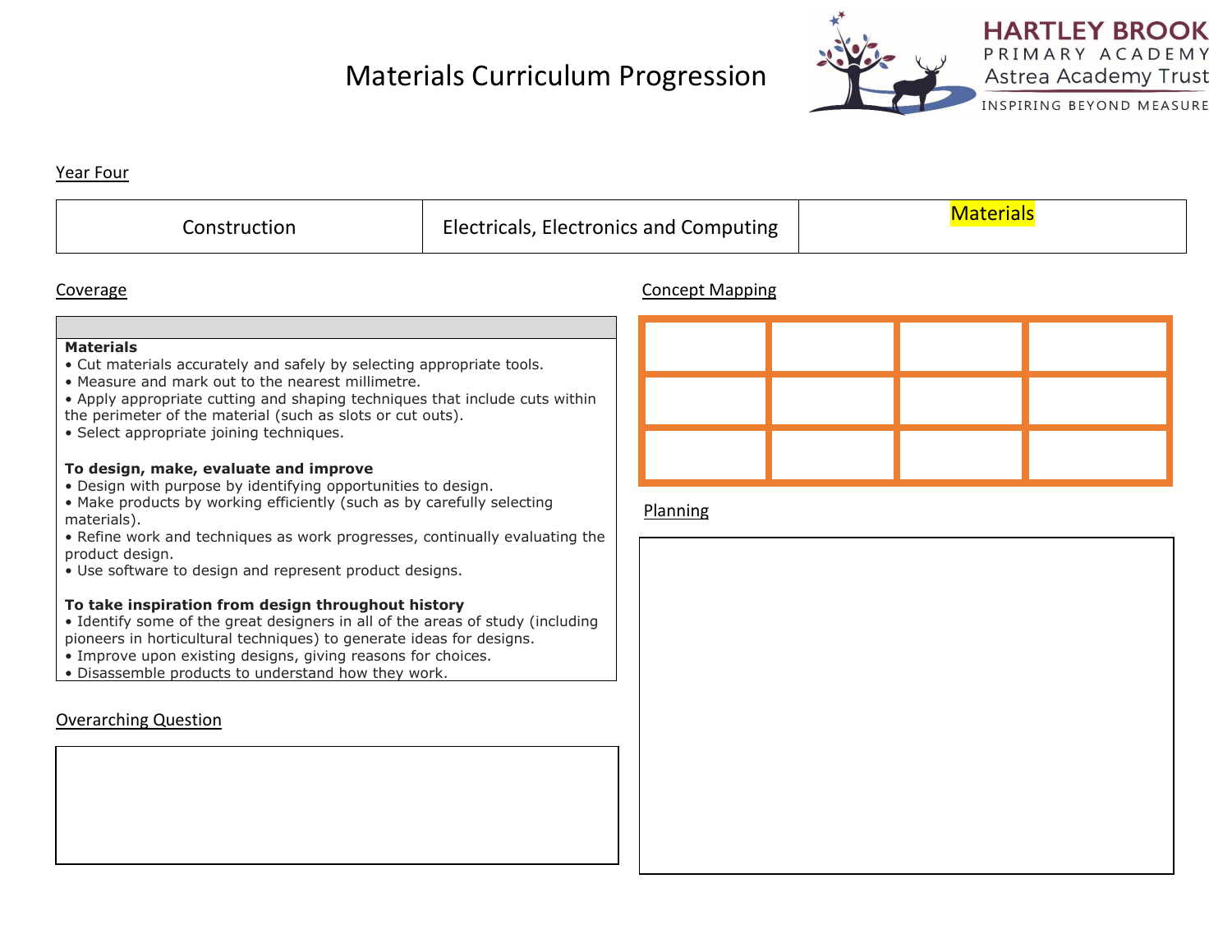# Materials Curriculum Progression

HARTLEY BROOK PRIMARY ACADEMY
Astrea Academy Trust
INSPIRING BEYOND MEASURE

## Year Four

| Construction | Electricals, Electronics and Computing | Materials |
|---|---|---|

### Coverage

**Materials**

- Cut materials accurately and safely by selecting appropriate tools.
- Measure and mark out to the nearest millimetre.
- Apply appropriate cutting and shaping techniques that include cuts within the perimeter of the material (such as slots or cut outs).
- Select appropriate joining techniques.

**To design, make, evaluate and improve**

- Design with purpose by identifying opportunities to design.
- Make products by working efficiently (such as by carefully selecting materials).
- Refine work and techniques as work progresses, continually evaluating the product design.
- Use software to design and represent product designs.

**To take inspiration from design throughout history**

- Identify some of the great designers in all of the areas of study (including pioneers in horticultural techniques) to generate ideas for designs.
- Improve upon existing designs, giving reasons for choices.
- Disassemble products to understand how they work.

### Overarching Question

### Concept Mapping

| | | | |
|---|---|---|---|
| | | | |
| | | | |

### Planning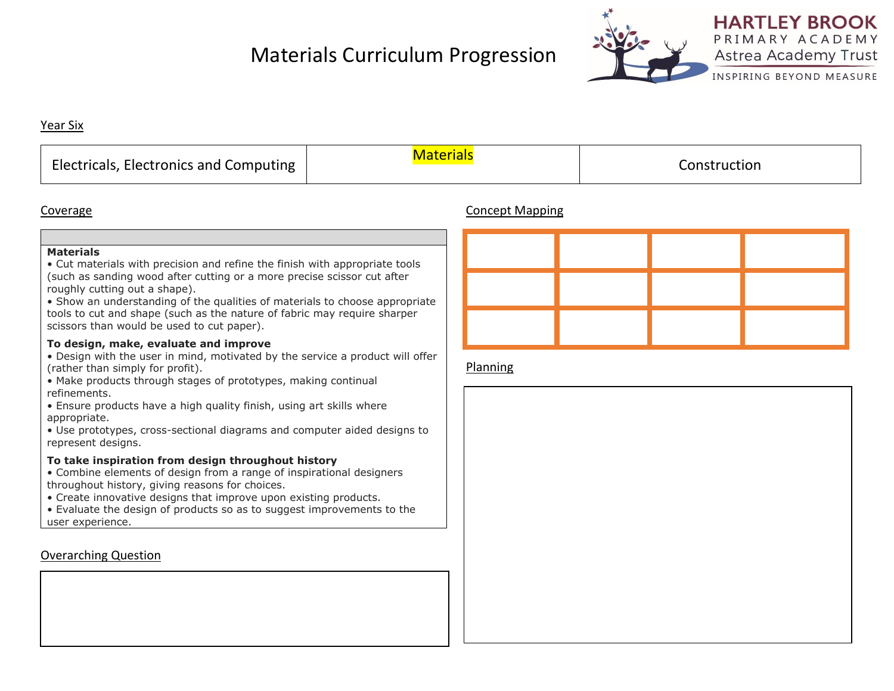# Materials Curriculum Progression

HARTLEY BROOK PRIMARY ACADEMY
Astrea Academy Trust
INSPIRING BEYOND MEASURE

Year Six

| | | |
|---|---|---|
| Electricals, Electronics and Computing | Materials | Construction |

## Coverage

**Materials**

- Cut materials with precision and refine the finish with appropriate tools (such as sanding wood after cutting or a more precise scissor cut after roughly cutting out a shape).
- Show an understanding of the qualities of materials to choose appropriate tools to cut and shape (such as the nature of fabric may require sharper scissors than would be used to cut paper).

**To design, make, evaluate and improve**

- Design with the user in mind, motivated by the service a product will offer (rather than simply for profit).
- Make products through stages of prototypes, making continual refinements.
- Ensure products have a high quality finish, using art skills where appropriate.
- Use prototypes, cross-sectional diagrams and computer aided designs to represent designs.

**To take inspiration from design throughout history**

- Combine elements of design from a range of inspirational designers throughout history, giving reasons for choices.
- Create innovative designs that improve upon existing products.
- Evaluate the design of products so as to suggest improvements to the user experience.

## Overarching Question

## Concept Mapping

| | | | |
|---|---|---|---|
| | | | |
| | | | |
| | | | |

## Planning